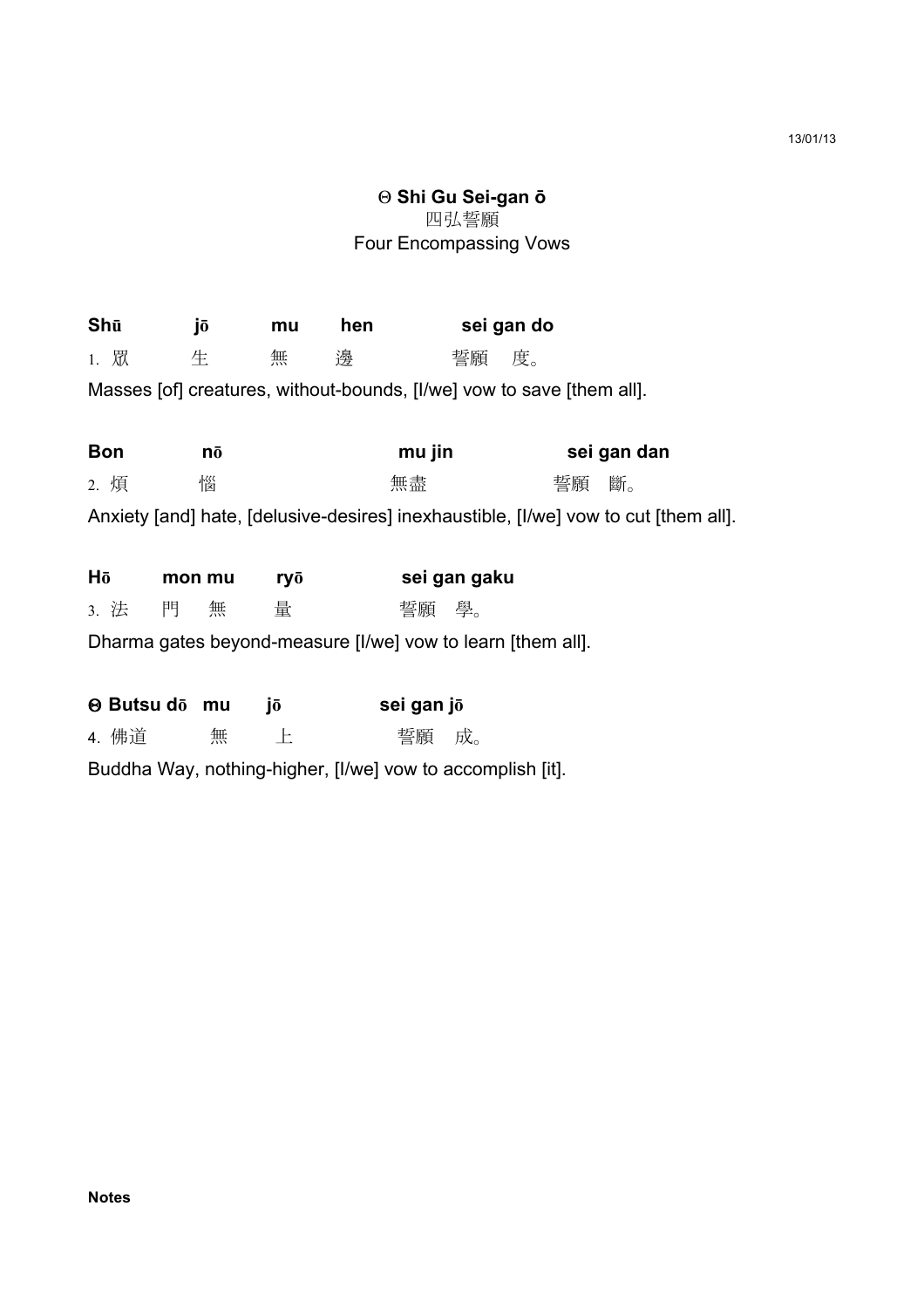13/01/13

### Θ Shi Gu Sei-gan ō

四弘誓願

Four Encompassing Vows

**Shū jō mu hen sei gan do**

1. 眾 生 無 邊 誓願 度。

Masses [of] creatures, without-bounds, [I/we] vow to save [them all].

**Bon nō mu jin sei gan dan**

2. 煩 惱 無盡 誓願 斷。

Anxiety [and] hate, [delusive-desires] inexhaustible, [I/we] vow to cut [them all].

**Hō mon mu ryō sei gan gaku**

3. 法 門 無 量 誓願 學。

Dharma gates beyond-measure [I/we] vow to learn [them all].

**ϴ Butsu dō mu jō sei gan jō**

4. 佛道 無 上 誓願 成。

Buddha Way, nothing-higher, [I/we] vow to accomplish [it].

**Notes**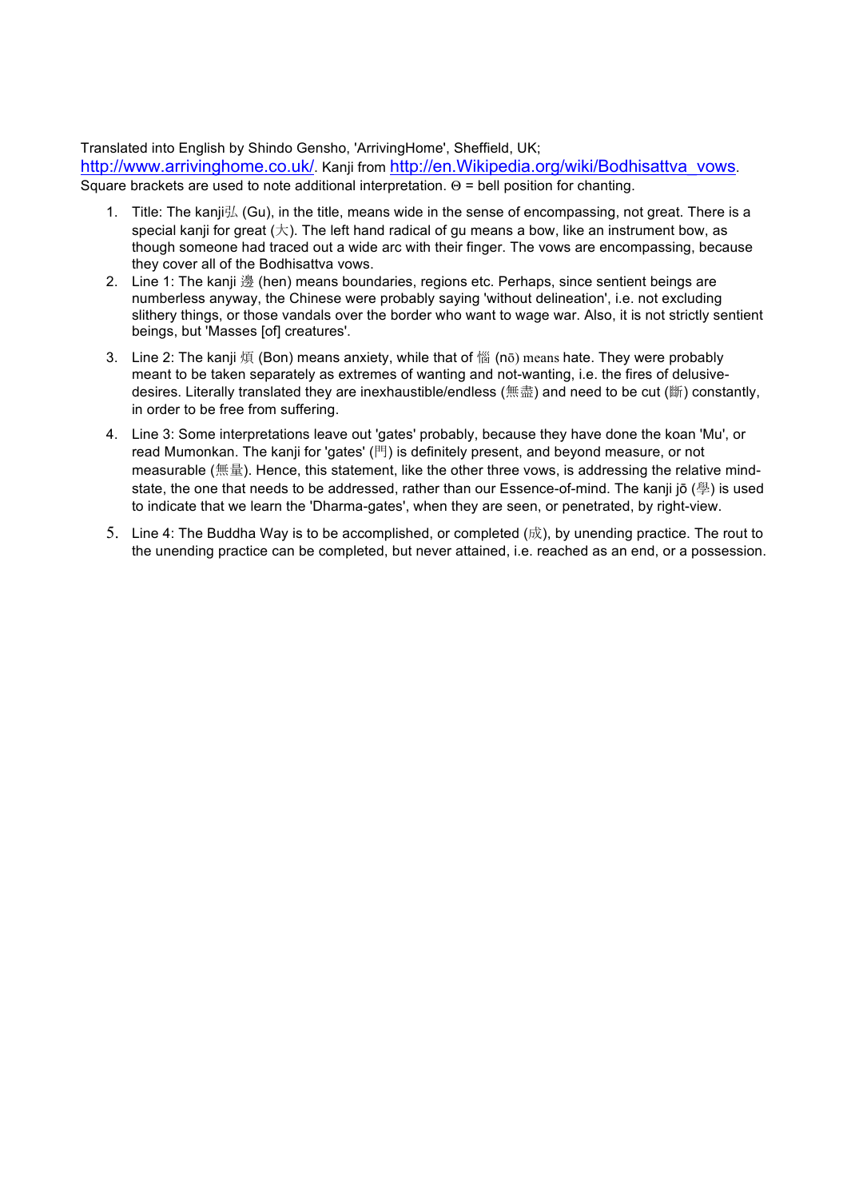Translated into English by Shindo Gensho, 'ArrivingHome', Sheffield, UK; http://www.arrivinghome.co.uk/. Kanji from http://en.Wikipedia.org/wiki/Bodhisattva_vows. Square brackets are used to note additional interpretation. Θ = bell position for chanting.

1. Title: The kanji弘 (Gu), in the title, means wide in the sense of encompassing, not great. There is a special kanji for great (大). The left hand radical of gu means a bow, like an instrument bow, as though someone had traced out a wide arc with their finger. The vows are encompassing, because they cover all of the Bodhisattva vows.
2. Line 1: The kanji 邊 (hen) means boundaries, regions etc. Perhaps, since sentient beings are numberless anyway, the Chinese were probably saying 'without delineation', i.e. not excluding slithery things, or those vandals over the border who want to wage war. Also, it is not strictly sentient beings, but 'Masses [of] creatures'.
3. Line 2: The kanji 煩 (Bon) means anxiety, while that of 惱 (nō) means hate. They were probably meant to be taken separately as extremes of wanting and not-wanting, i.e. the fires of delusive-desires. Literally translated they are inexhaustible/endless (無盡) and need to be cut (斷) constantly, in order to be free from suffering.
4. Line 3: Some interpretations leave out 'gates' probably, because they have done the koan 'Mu', or read Mumonkan. The kanji for 'gates' (門) is definitely present, and beyond measure, or not measurable (無量). Hence, this statement, like the other three vows, is addressing the relative mind-state, the one that needs to be addressed, rather than our Essence-of-mind. The kanji jō (學) is used to indicate that we learn the 'Dharma-gates', when they are seen, or penetrated, by right-view.
5. Line 4: The Buddha Way is to be accomplished, or completed (成), by unending practice. The rout to the unending practice can be completed, but never attained, i.e. reached as an end, or a possession.